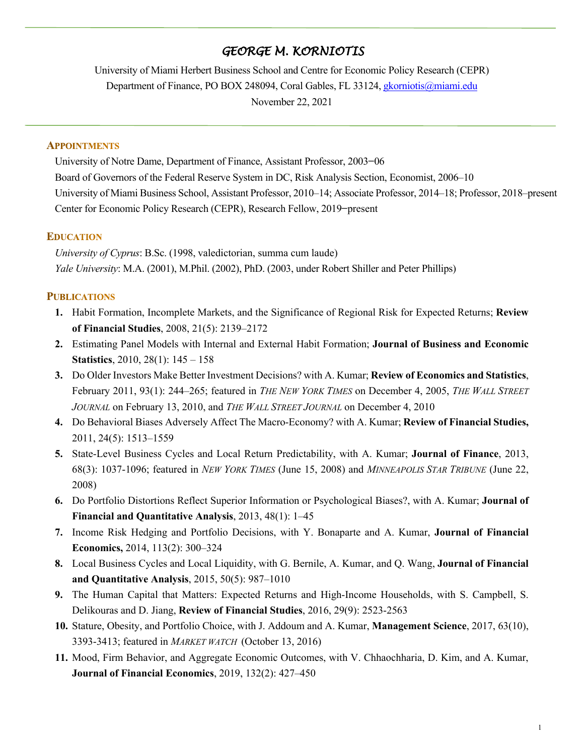# GEORGE M. KORNIOTIS

University of Miami Herbert Business School and Centre for Economic Policy Research (CEPR)
Department of Finance, PO BOX 248094, Coral Gables, FL 33124, gkorniotis@miami.edu
November 22, 2021

## APPOINTMENTS

University of Notre Dame, Department of Finance, Assistant Professor, 2003–06
Board of Governors of the Federal Reserve System in DC, Risk Analysis Section, Economist, 2006–10
University of Miami Business School, Assistant Professor, 2010–14; Associate Professor, 2014–18; Professor, 2018–present
Center for Economic Policy Research (CEPR), Research Fellow, 2019–present

## EDUCATION

*University of Cyprus*: B.Sc. (1998, valedictorian, summa cum laude)
*Yale University*: M.A. (2001), M.Phil. (2002), PhD. (2003, under Robert Shiller and Peter Phillips)

## PUBLICATIONS

1. Habit Formation, Incomplete Markets, and the Significance of Regional Risk for Expected Returns; **Review of Financial Studies**, 2008, 21(5): 2139–2172
2. Estimating Panel Models with Internal and External Habit Formation; **Journal of Business and Economic Statistics**, 2010, 28(1): 145 – 158
3. Do Older Investors Make Better Investment Decisions? with A. Kumar; **Review of Economics and Statistics**, February 2011, 93(1): 244–265; featured in *The New York Times* on December 4, 2005, *The Wall Street Journal* on February 13, 2010, and *The Wall Street Journal* on December 4, 2010
4. Do Behavioral Biases Adversely Affect The Macro-Economy? with A. Kumar; **Review of Financial Studies,** 2011, 24(5): 1513–1559
5. State-Level Business Cycles and Local Return Predictability, with A. Kumar; **Journal of Finance**, 2013, 68(3): 1037-1096; featured in *New York Times* (June 15, 2008) and *Minneapolis Star Tribune* (June 22, 2008)
6. Do Portfolio Distortions Reflect Superior Information or Psychological Biases?, with A. Kumar; **Journal of Financial and Quantitative Analysis**, 2013, 48(1): 1–45
7. Income Risk Hedging and Portfolio Decisions, with Y. Bonaparte and A. Kumar, **Journal of Financial Economics,** 2014, 113(2): 300–324
8. Local Business Cycles and Local Liquidity, with G. Bernile, A. Kumar, and Q. Wang, **Journal of Financial and Quantitative Analysis**, 2015, 50(5): 987–1010
9. The Human Capital that Matters: Expected Returns and High-Income Households, with S. Campbell, S. Delikouras and D. Jiang, **Review of Financial Studies**, 2016, 29(9): 2523-2563
10. Stature, Obesity, and Portfolio Choice, with J. Addoum and A. Kumar, **Management Science**, 2017, 63(10), 3393-3413; featured in *Market Watch* (October 13, 2016)
11. Mood, Firm Behavior, and Aggregate Economic Outcomes, with V. Chhaochharia, D. Kim, and A. Kumar, **Journal of Financial Economics**, 2019, 132(2): 427–450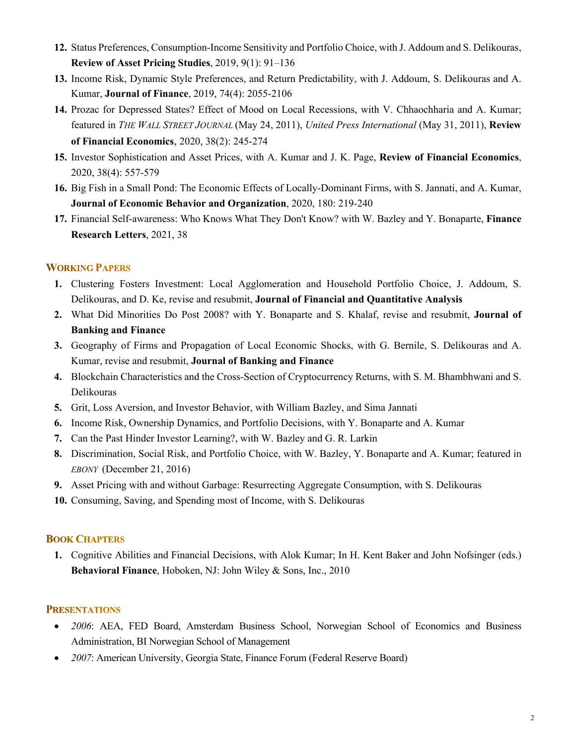12. Status Preferences, Consumption-Income Sensitivity and Portfolio Choice, with J. Addoum and S. Delikouras, **Review of Asset Pricing Studies**, 2019, 9(1): 91–136
13. Income Risk, Dynamic Style Preferences, and Return Predictability, with J. Addoum, S. Delikouras and A. Kumar, **Journal of Finance**, 2019, 74(4): 2055-2106
14. Prozac for Depressed States? Effect of Mood on Local Recessions, with V. Chhaochharia and A. Kumar; featured in *THE WALL STREET JOURNAL* (May 24, 2011), *United Press International* (May 31, 2011), **Review of Financial Economics**, 2020, 38(2): 245-274
15. Investor Sophistication and Asset Prices, with A. Kumar and J. K. Page, **Review of Financial Economics**, 2020, 38(4): 557-579
16. Big Fish in a Small Pond: The Economic Effects of Locally-Dominant Firms, with S. Jannati, and A. Kumar, **Journal of Economic Behavior and Organization**, 2020, 180: 219-240
17. Financial Self-awareness: Who Knows What They Don't Know? with W. Bazley and Y. Bonaparte, **Finance Research Letters**, 2021, 38

## WORKING PAPERS

1. Clustering Fosters Investment: Local Agglomeration and Household Portfolio Choice, J. Addoum, S. Delikouras, and D. Ke, revise and resubmit, **Journal of Financial and Quantitative Analysis**
2. What Did Minorities Do Post 2008? with Y. Bonaparte and S. Khalaf, revise and resubmit, **Journal of Banking and Finance**
3. Geography of Firms and Propagation of Local Economic Shocks, with G. Bernile, S. Delikouras and A. Kumar, revise and resubmit, **Journal of Banking and Finance**
4. Blockchain Characteristics and the Cross-Section of Cryptocurrency Returns, with S. M. Bhambhwani and S. Delikouras
5. Grit, Loss Aversion, and Investor Behavior, with William Bazley, and Sima Jannati
6. Income Risk, Ownership Dynamics, and Portfolio Decisions, with Y. Bonaparte and A. Kumar
7. Can the Past Hinder Investor Learning?, with W. Bazley and G. R. Larkin
8. Discrimination, Social Risk, and Portfolio Choice, with W. Bazley, Y. Bonaparte and A. Kumar; featured in *EBONY* (December 21, 2016)
9. Asset Pricing with and without Garbage: Resurrecting Aggregate Consumption, with S. Delikouras
10. Consuming, Saving, and Spending most of Income, with S. Delikouras

## BOOK CHAPTERS

1. Cognitive Abilities and Financial Decisions, with Alok Kumar; In H. Kent Baker and John Nofsinger (eds.) **Behavioral Finance**, Hoboken, NJ: John Wiley & Sons, Inc., 2010

## PRESENTATIONS

- *2006*: AEA, FED Board, Amsterdam Business School, Norwegian School of Economics and Business Administration, BI Norwegian School of Management
- *2007*: American University, Georgia State, Finance Forum (Federal Reserve Board)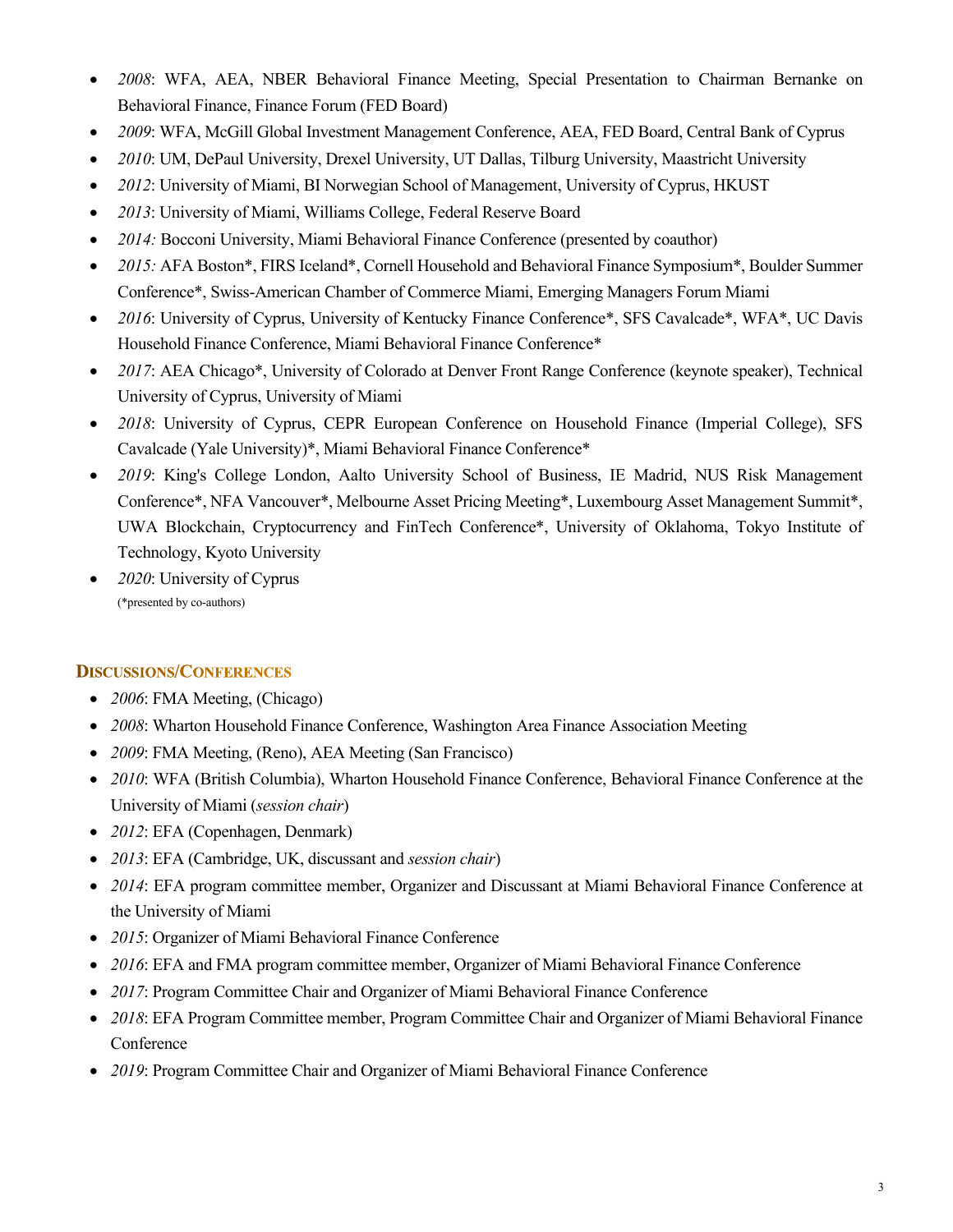- *2008*: WFA, AEA, NBER Behavioral Finance Meeting, Special Presentation to Chairman Bernanke on Behavioral Finance, Finance Forum (FED Board)
- *2009*: WFA, McGill Global Investment Management Conference, AEA, FED Board, Central Bank of Cyprus
- *2010*: UM, DePaul University, Drexel University, UT Dallas, Tilburg University, Maastricht University
- *2012*: University of Miami, BI Norwegian School of Management, University of Cyprus, HKUST
- *2013*: University of Miami, Williams College, Federal Reserve Board
- *2014:* Bocconi University, Miami Behavioral Finance Conference (presented by coauthor)
- *2015:* AFA Boston*, FIRS Iceland*, Cornell Household and Behavioral Finance Symposium*, Boulder Summer Conference*, Swiss-American Chamber of Commerce Miami, Emerging Managers Forum Miami
- *2016*: University of Cyprus, University of Kentucky Finance Conference*, SFS Cavalcade*, WFA*, UC Davis Household Finance Conference, Miami Behavioral Finance Conference*
- *2017*: AEA Chicago*, University of Colorado at Denver Front Range Conference (keynote speaker), Technical University of Cyprus, University of Miami
- *2018*: University of Cyprus, CEPR European Conference on Household Finance (Imperial College), SFS Cavalcade (Yale University)*, Miami Behavioral Finance Conference*
- *2019*: King's College London, Aalto University School of Business, IE Madrid, NUS Risk Management Conference*, NFA Vancouver*, Melbourne Asset Pricing Meeting*, Luxembourg Asset Management Summit*, UWA Blockchain, Cryptocurrency and FinTech Conference*, University of Oklahoma, Tokyo Institute of Technology, Kyoto University
- *2020*: University of Cyprus

(*presented by co-authors)

## Discussions/Conferences

- *2006*: FMA Meeting, (Chicago)
- *2008*: Wharton Household Finance Conference, Washington Area Finance Association Meeting
- *2009*: FMA Meeting, (Reno), AEA Meeting (San Francisco)
- *2010*: WFA (British Columbia), Wharton Household Finance Conference, Behavioral Finance Conference at the University of Miami (*session chair*)
- *2012*: EFA (Copenhagen, Denmark)
- *2013*: EFA (Cambridge, UK, discussant and *session chair*)
- *2014*: EFA program committee member, Organizer and Discussant at Miami Behavioral Finance Conference at the University of Miami
- *2015*: Organizer of Miami Behavioral Finance Conference
- *2016*: EFA and FMA program committee member, Organizer of Miami Behavioral Finance Conference
- *2017*: Program Committee Chair and Organizer of Miami Behavioral Finance Conference
- *2018*: EFA Program Committee member, Program Committee Chair and Organizer of Miami Behavioral Finance Conference
- *2019*: Program Committee Chair and Organizer of Miami Behavioral Finance Conference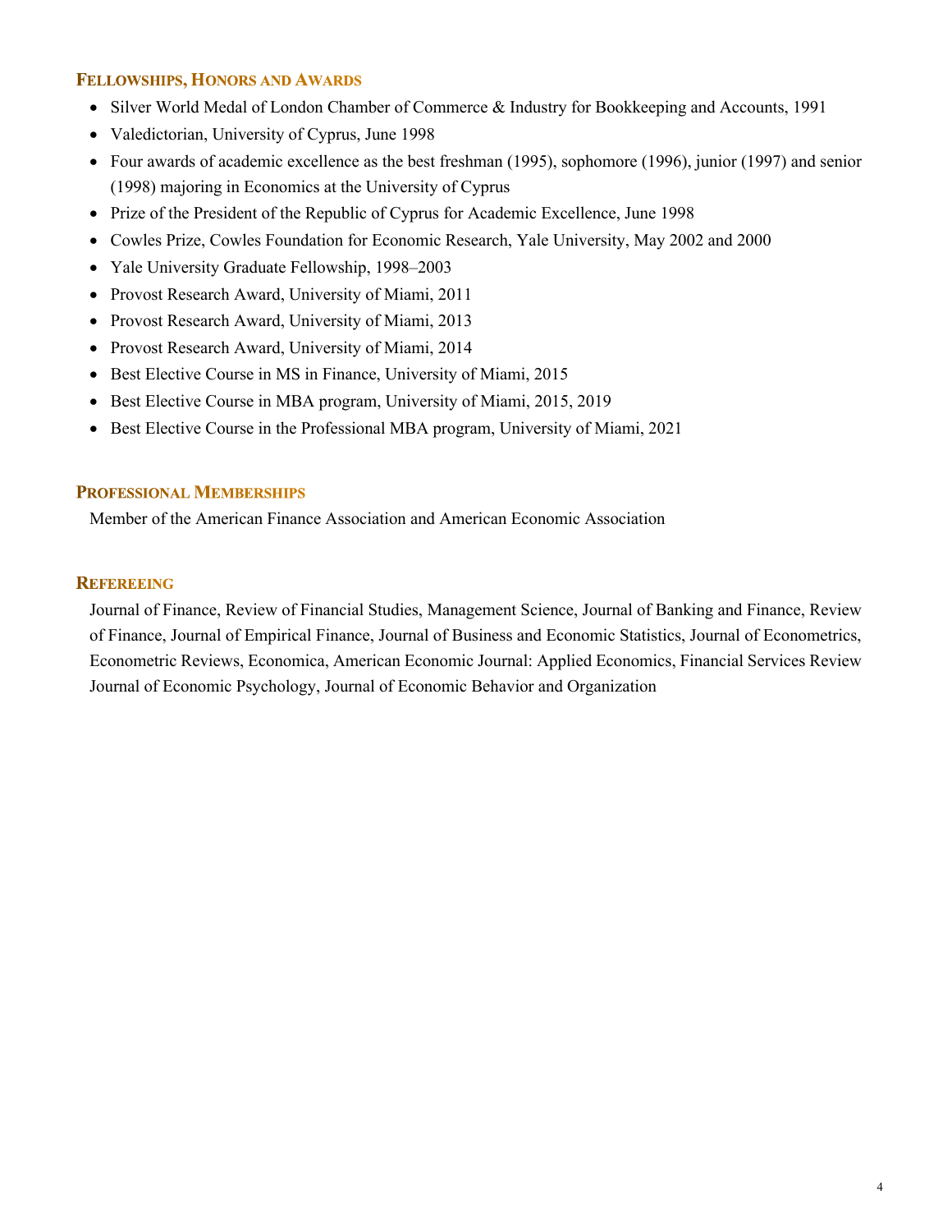## Fellowships, Honors and Awards

- Silver World Medal of London Chamber of Commerce & Industry for Bookkeeping and Accounts, 1991
- Valedictorian, University of Cyprus, June 1998
- Four awards of academic excellence as the best freshman (1995), sophomore (1996), junior (1997) and senior (1998) majoring in Economics at the University of Cyprus
- Prize of the President of the Republic of Cyprus for Academic Excellence, June 1998
- Cowles Prize, Cowles Foundation for Economic Research, Yale University, May 2002 and 2000
- Yale University Graduate Fellowship, 1998–2003
- Provost Research Award, University of Miami, 2011
- Provost Research Award, University of Miami, 2013
- Provost Research Award, University of Miami, 2014
- Best Elective Course in MS in Finance, University of Miami, 2015
- Best Elective Course in MBA program, University of Miami, 2015, 2019
- Best Elective Course in the Professional MBA program, University of Miami, 2021

## Professional Memberships

Member of the American Finance Association and American Economic Association

## Refereeing

Journal of Finance, Review of Financial Studies, Management Science, Journal of Banking and Finance, Review of Finance, Journal of Empirical Finance, Journal of Business and Economic Statistics, Journal of Econometrics, Econometric Reviews, Economica, American Economic Journal: Applied Economics, Financial Services Review Journal of Economic Psychology, Journal of Economic Behavior and Organization